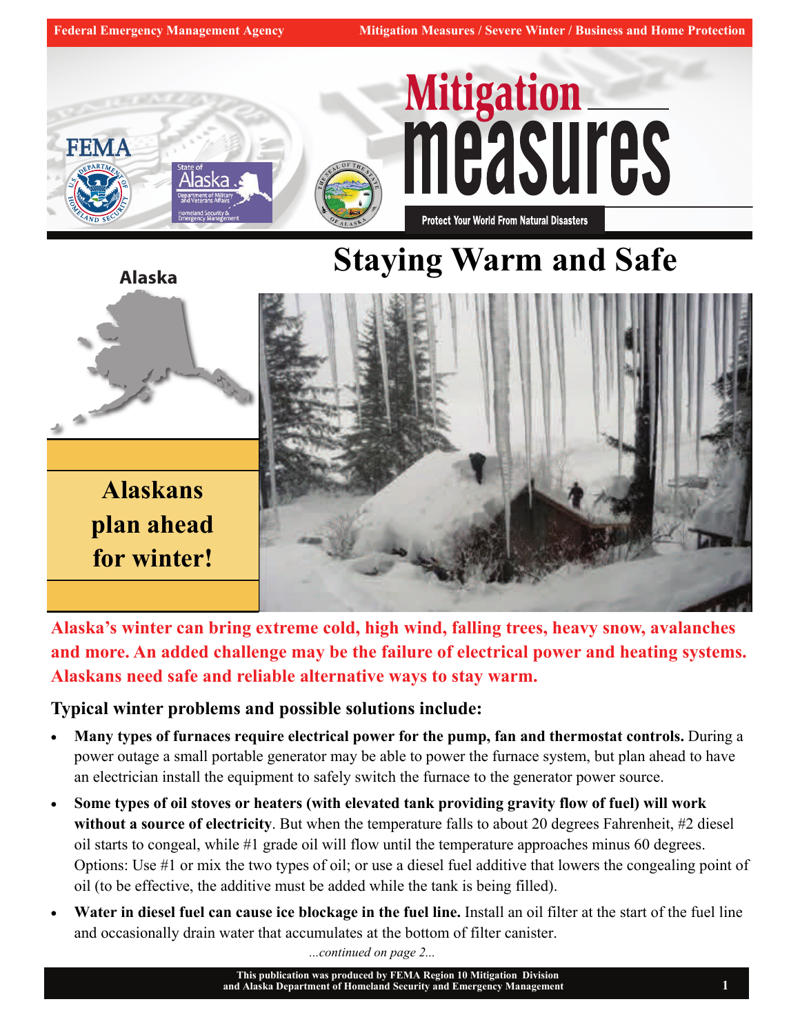# Mitigation measures

Protect Your World From Natural Disasters

## Staying Warm and Safe

Alaska

**Alaskans plan ahead for winter!**

**Alaska's winter can bring extreme cold, high wind, falling trees, heavy snow, avalanches and more. An added challenge may be the failure of electrical power and heating systems. Alaskans need safe and reliable alternative ways to stay warm.**

### Typical winter problems and possible solutions include:

- **Many types of furnaces require electrical power for the pump, fan and thermostat controls.** During a power outage a small portable generator may be able to power the furnace system, but plan ahead to have an electrician install the equipment to safely switch the furnace to the generator power source.
- **Some types of oil stoves or heaters (with elevated tank providing gravity flow of fuel) will work without a source of electricity**. But when the temperature falls to about 20 degrees Fahrenheit, #2 diesel oil starts to congeal, while #1 grade oil will flow until the temperature approaches minus 60 degrees. Options: Use #1 or mix the two types of oil; or use a diesel fuel additive that lowers the congealing point of oil (to be effective, the additive must be added while the tank is being filled).
- **Water in diesel fuel can cause ice blockage in the fuel line.** Install an oil filter at the start of the fuel line and occasionally drain water that accumulates at the bottom of filter canister.

*...continued on page 2...*

This publication was produced by FEMA Region 10 Mitigation Division and Alaska Department of Homeland Security and Emergency Management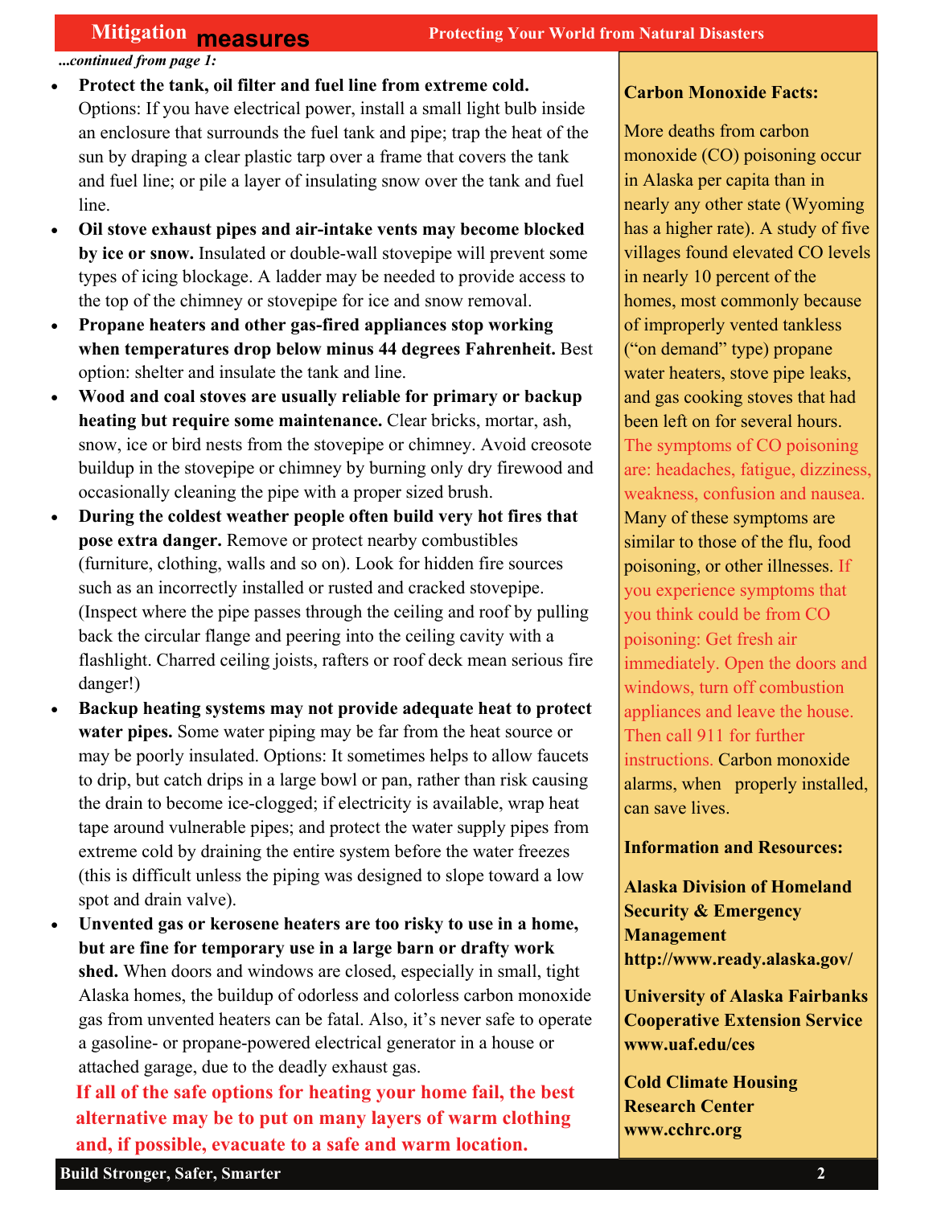*...continued from page 1:*

- **Protect the tank, oil filter and fuel line from extreme cold.** Options: If you have electrical power, install a small light bulb inside an enclosure that surrounds the fuel tank and pipe; trap the heat of the sun by draping a clear plastic tarp over a frame that covers the tank and fuel line; or pile a layer of insulating snow over the tank and fuel line.
- **Oil stove exhaust pipes and air-intake vents may become blocked by ice or snow.** Insulated or double-wall stovepipe will prevent some types of icing blockage. A ladder may be needed to provide access to the top of the chimney or stovepipe for ice and snow removal.
- **Propane heaters and other gas-fired appliances stop working when temperatures drop below minus 44 degrees Fahrenheit.** Best option: shelter and insulate the tank and line.
- **Wood and coal stoves are usually reliable for primary or backup heating but require some maintenance.** Clear bricks, mortar, ash, snow, ice or bird nests from the stovepipe or chimney. Avoid creosote buildup in the stovepipe or chimney by burning only dry firewood and occasionally cleaning the pipe with a proper sized brush.
- **During the coldest weather people often build very hot fires that pose extra danger.** Remove or protect nearby combustibles (furniture, clothing, walls and so on). Look for hidden fire sources such as an incorrectly installed or rusted and cracked stovepipe. (Inspect where the pipe passes through the ceiling and roof by pulling back the circular flange and peering into the ceiling cavity with a flashlight. Charred ceiling joists, rafters or roof deck mean serious fire danger!)
- **Backup heating systems may not provide adequate heat to protect water pipes.** Some water piping may be far from the heat source or may be poorly insulated. Options: It sometimes helps to allow faucets to drip, but catch drips in a large bowl or pan, rather than risk causing the drain to become ice-clogged; if electricity is available, wrap heat tape around vulnerable pipes; and protect the water supply pipes from extreme cold by draining the entire system before the water freezes (this is difficult unless the piping was designed to slope toward a low spot and drain valve).
- **Unvented gas or kerosene heaters are too risky to use in a home, but are fine for temporary use in a large barn or drafty work shed.** When doors and windows are closed, especially in small, tight Alaska homes, the buildup of odorless and colorless carbon monoxide gas from unvented heaters can be fatal. Also, it's never safe to operate a gasoline- or propane-powered electrical generator in a house or attached garage, due to the deadly exhaust gas.

**If all of the safe options for heating your home fail, the best alternative may be to put on many layers of warm clothing and, if possible, evacuate to a safe and warm location.**

**Carbon Monoxide Facts:**

More deaths from carbon monoxide (CO) poisoning occur in Alaska per capita than in nearly any other state (Wyoming has a higher rate). A study of five villages found elevated CO levels in nearly 10 percent of the homes, most commonly because of improperly vented tankless ("on demand" type) propane water heaters, stove pipe leaks, and gas cooking stoves that had been left on for several hours. The symptoms of CO poisoning are: headaches, fatigue, dizziness, weakness, confusion and nausea. Many of these symptoms are similar to those of the flu, food poisoning, or other illnesses. If you experience symptoms that you think could be from CO poisoning: Get fresh air immediately. Open the doors and windows, turn off combustion appliances and leave the house. Then call 911 for further instructions. Carbon monoxide alarms, when properly installed, can save lives.

**Information and Resources:**

**Alaska Division of Homeland Security & Emergency Management**
**http://www.ready.alaska.gov/**

**University of Alaska Fairbanks Cooperative Extension Service**
**www.uaf.edu/ces**

**Cold Climate Housing Research Center**
**www.cchrc.org**